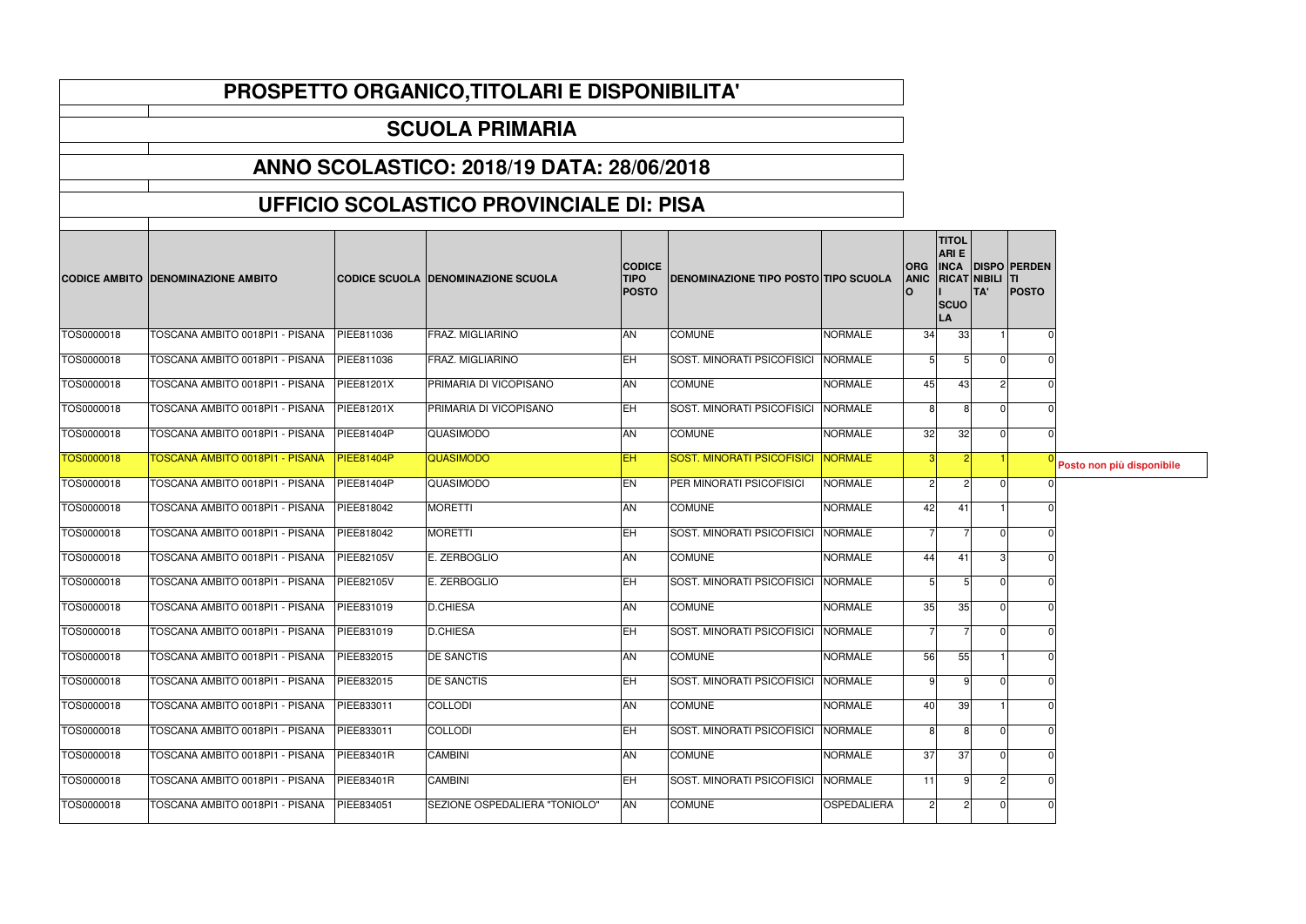# PROSPETTO ORGANICO,TITOLARI E DISPONIBILITA'

## SCUOLA PRIMARIA

## ANNO SCOLASTICO: 2018/19 DATA: 28/06/2018

## UFFICIO SCOLASTICO PROVINCIALE DI: PISA

| CODICE AMBITO | DENOMINAZIONE AMBITO | CODICE SCUOLA | DENOMINAZIONE SCUOLA | CODICE TIPO POSTO | DENOMINAZIONE TIPO POSTO | TIPO SCUOLA | ORGANICO | TITOLARI E INCARICATI SCUOLA | DISPONIBILITA' | PERDENTI POSTO | |
|---|---|---|---|---|---|---|---|---|---|---|---|
| TOS0000018 | TOSCANA AMBITO 0018PI1 - PISANA | PIEE811036 | FRAZ. MIGLIARINO | AN | COMUNE | NORMALE | 34 | 33 | 1 | 0 | |
| TOS0000018 | TOSCANA AMBITO 0018PI1 - PISANA | PIEE811036 | FRAZ. MIGLIARINO | EH | SOST. MINORATI PSICOFISICI | NORMALE | 5 | 5 | 0 | 0 | |
| TOS0000018 | TOSCANA AMBITO 0018PI1 - PISANA | PIEE81201X | PRIMARIA DI VICOPISANO | AN | COMUNE | NORMALE | 45 | 43 | 2 | 0 | |
| TOS0000018 | TOSCANA AMBITO 0018PI1 - PISANA | PIEE81201X | PRIMARIA DI VICOPISANO | EH | SOST. MINORATI PSICOFISICI | NORMALE | 8 | 8 | 0 | 0 | |
| TOS0000018 | TOSCANA AMBITO 0018PI1 - PISANA | PIEE81404P | QUASIMODO | AN | COMUNE | NORMALE | 32 | 32 | 0 | 0 | |
| TOS0000018 | TOSCANA AMBITO 0018PI1 - PISANA | PIEE81404P | QUASIMODO | EH | SOST. MINORATI PSICOFISICI | NORMALE | 3 | 2 | 1 | 0 | Posto non più disponibile |
| TOS0000018 | TOSCANA AMBITO 0018PI1 - PISANA | PIEE81404P | QUASIMODO | EN | PER MINORATI PSICOFISICI | NORMALE | 2 | 2 | 0 | 0 | |
| TOS0000018 | TOSCANA AMBITO 0018PI1 - PISANA | PIEE818042 | MORETTI | AN | COMUNE | NORMALE | 42 | 41 | 1 | 0 | |
| TOS0000018 | TOSCANA AMBITO 0018PI1 - PISANA | PIEE818042 | MORETTI | EH | SOST. MINORATI PSICOFISICI | NORMALE | 7 | 7 | 0 | 0 | |
| TOS0000018 | TOSCANA AMBITO 0018PI1 - PISANA | PIEE82105V | E. ZERBOGLIO | AN | COMUNE | NORMALE | 44 | 41 | 3 | 0 | |
| TOS0000018 | TOSCANA AMBITO 0018PI1 - PISANA | PIEE82105V | E. ZERBOGLIO | EH | SOST. MINORATI PSICOFISICI | NORMALE | 5 | 5 | 0 | 0 | |
| TOS0000018 | TOSCANA AMBITO 0018PI1 - PISANA | PIEE831019 | D.CHIESA | AN | COMUNE | NORMALE | 35 | 35 | 0 | 0 | |
| TOS0000018 | TOSCANA AMBITO 0018PI1 - PISANA | PIEE831019 | D.CHIESA | EH | SOST. MINORATI PSICOFISICI | NORMALE | 7 | 7 | 0 | 0 | |
| TOS0000018 | TOSCANA AMBITO 0018PI1 - PISANA | PIEE832015 | DE SANCTIS | AN | COMUNE | NORMALE | 56 | 55 | 1 | 0 | |
| TOS0000018 | TOSCANA AMBITO 0018PI1 - PISANA | PIEE832015 | DE SANCTIS | EH | SOST. MINORATI PSICOFISICI | NORMALE | 9 | 9 | 0 | 0 | |
| TOS0000018 | TOSCANA AMBITO 0018PI1 - PISANA | PIEE833011 | COLLODI | AN | COMUNE | NORMALE | 40 | 39 | 1 | 0 | |
| TOS0000018 | TOSCANA AMBITO 0018PI1 - PISANA | PIEE833011 | COLLODI | EH | SOST. MINORATI PSICOFISICI | NORMALE | 8 | 8 | 0 | 0 | |
| TOS0000018 | TOSCANA AMBITO 0018PI1 - PISANA | PIEE83401R | CAMBINI | AN | COMUNE | NORMALE | 37 | 37 | 0 | 0 | |
| TOS0000018 | TOSCANA AMBITO 0018PI1 - PISANA | PIEE83401R | CAMBINI | EH | SOST. MINORATI PSICOFISICI | NORMALE | 11 | 9 | 2 | 0 | |
| TOS0000018 | TOSCANA AMBITO 0018PI1 - PISANA | PIEE834051 | SEZIONE OSPEDALIERA "TONIOLO" | AN | COMUNE | OSPEDALIERA | 2 | 2 | 0 | 0 | |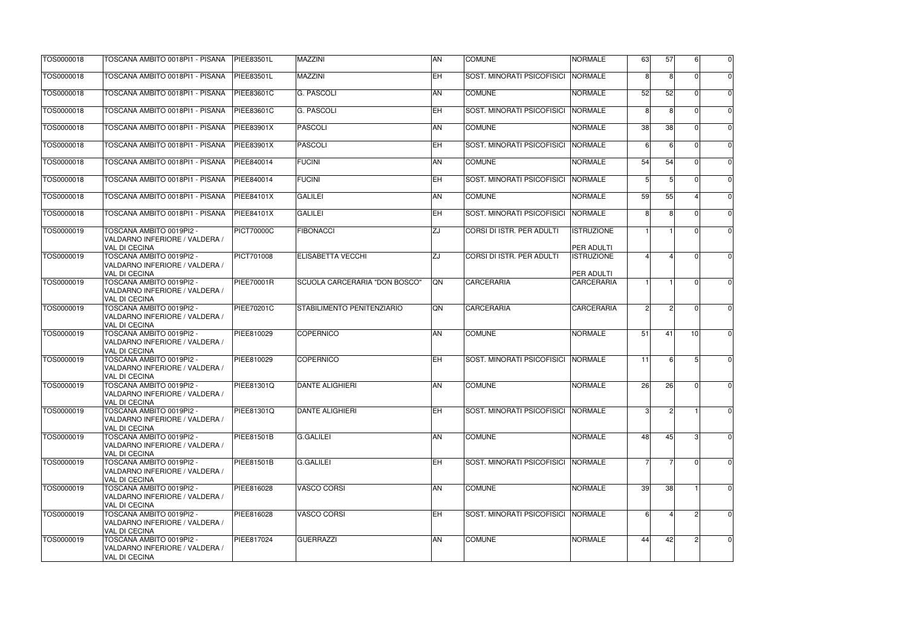| | | | | | | | | | | |
|---|---|---|---|---|---|---|---|---|---|---|
| TOS0000018 | TOSCANA AMBITO 0018PI1 - PISANA | PIEE83501L | MAZZINI | AN | COMUNE | NORMALE | 63 | 57 | 6 | 0 |
| TOS0000018 | TOSCANA AMBITO 0018PI1 - PISANA | PIEE83501L | MAZZINI | EH | SOST. MINORATI PSICOFISICI | NORMALE | 8 | 8 | 0 | 0 |
| TOS0000018 | TOSCANA AMBITO 0018PI1 - PISANA | PIEE83601C | G. PASCOLI | AN | COMUNE | NORMALE | 52 | 52 | 0 | 0 |
| TOS0000018 | TOSCANA AMBITO 0018PI1 - PISANA | PIEE83601C | G. PASCOLI | EH | SOST. MINORATI PSICOFISICI | NORMALE | 8 | 8 | 0 | 0 |
| TOS0000018 | TOSCANA AMBITO 0018PI1 - PISANA | PIEE83901X | PASCOLI | AN | COMUNE | NORMALE | 38 | 38 | 0 | 0 |
| TOS0000018 | TOSCANA AMBITO 0018PI1 - PISANA | PIEE83901X | PASCOLI | EH | SOST. MINORATI PSICOFISICI | NORMALE | 6 | 6 | 0 | 0 |
| TOS0000018 | TOSCANA AMBITO 0018PI1 - PISANA | PIEE840014 | FUCINI | AN | COMUNE | NORMALE | 54 | 54 | 0 | 0 |
| TOS0000018 | TOSCANA AMBITO 0018PI1 - PISANA | PIEE840014 | FUCINI | EH | SOST. MINORATI PSICOFISICI | NORMALE | 5 | 5 | 0 | 0 |
| TOS0000018 | TOSCANA AMBITO 0018PI1 - PISANA | PIEE84101X | GALILEI | AN | COMUNE | NORMALE | 59 | 55 | 4 | 0 |
| TOS0000018 | TOSCANA AMBITO 0018PI1 - PISANA | PIEE84101X | GALILEI | EH | SOST. MINORATI PSICOFISICI | NORMALE | 8 | 8 | 0 | 0 |
| TOS0000019 | TOSCANA AMBITO 0019PI2 - VALDARNO INFERIORE / VALDERA / VAL DI CECINA | PICT70000C | FIBONACCI | ZJ | CORSI DI ISTR. PER ADULTI | ISTRUZIONE PER ADULTI | 1 | 1 | 0 | 0 |
| TOS0000019 | TOSCANA AMBITO 0019PI2 - VALDARNO INFERIORE / VALDERA / VAL DI CECINA | PICT701008 | ELISABETTA VECCHI | ZJ | CORSI DI ISTR. PER ADULTI | ISTRUZIONE PER ADULTI | 4 | 4 | 0 | 0 |
| TOS0000019 | TOSCANA AMBITO 0019PI2 - VALDARNO INFERIORE / VALDERA / VAL DI CECINA | PIEE70001R | SCUOLA CARCERARIA "DON BOSCO" | QN | CARCERARIA | CARCERARIA | 1 | 1 | 0 | 0 |
| TOS0000019 | TOSCANA AMBITO 0019PI2 - VALDARNO INFERIORE / VALDERA / VAL DI CECINA | PIEE70201C | STABILIMENTO PENITENZIARIO | QN | CARCERARIA | CARCERARIA | 2 | 2 | 0 | 0 |
| TOS0000019 | TOSCANA AMBITO 0019PI2 - VALDARNO INFERIORE / VALDERA / VAL DI CECINA | PIEE810029 | COPERNICO | AN | COMUNE | NORMALE | 51 | 41 | 10 | 0 |
| TOS0000019 | TOSCANA AMBITO 0019PI2 - VALDARNO INFERIORE / VALDERA / VAL DI CECINA | PIEE810029 | COPERNICO | EH | SOST. MINORATI PSICOFISICI | NORMALE | 11 | 6 | 5 | 0 |
| TOS0000019 | TOSCANA AMBITO 0019PI2 - VALDARNO INFERIORE / VALDERA / VAL DI CECINA | PIEE81301Q | DANTE ALIGHIERI | AN | COMUNE | NORMALE | 26 | 26 | 0 | 0 |
| TOS0000019 | TOSCANA AMBITO 0019PI2 - VALDARNO INFERIORE / VALDERA / VAL DI CECINA | PIEE81301Q | DANTE ALIGHIERI | EH | SOST. MINORATI PSICOFISICI | NORMALE | 3 | 2 | 1 | 0 |
| TOS0000019 | TOSCANA AMBITO 0019PI2 - VALDARNO INFERIORE / VALDERA / VAL DI CECINA | PIEE81501B | G.GALILEI | AN | COMUNE | NORMALE | 48 | 45 | 3 | 0 |
| TOS0000019 | TOSCANA AMBITO 0019PI2 - VALDARNO INFERIORE / VALDERA / VAL DI CECINA | PIEE81501B | G.GALILEI | EH | SOST. MINORATI PSICOFISICI | NORMALE | 7 | 7 | 0 | 0 |
| TOS0000019 | TOSCANA AMBITO 0019PI2 - VALDARNO INFERIORE / VALDERA / VAL DI CECINA | PIEE816028 | VASCO CORSI | AN | COMUNE | NORMALE | 39 | 38 | 1 | 0 |
| TOS0000019 | TOSCANA AMBITO 0019PI2 - VALDARNO INFERIORE / VALDERA / VAL DI CECINA | PIEE816028 | VASCO CORSI | EH | SOST. MINORATI PSICOFISICI | NORMALE | 6 | 4 | 2 | 0 |
| TOS0000019 | TOSCANA AMBITO 0019PI2 - VALDARNO INFERIORE / VALDERA / VAL DI CECINA | PIEE817024 | GUERRAZZI | AN | COMUNE | NORMALE | 44 | 42 | 2 | 0 |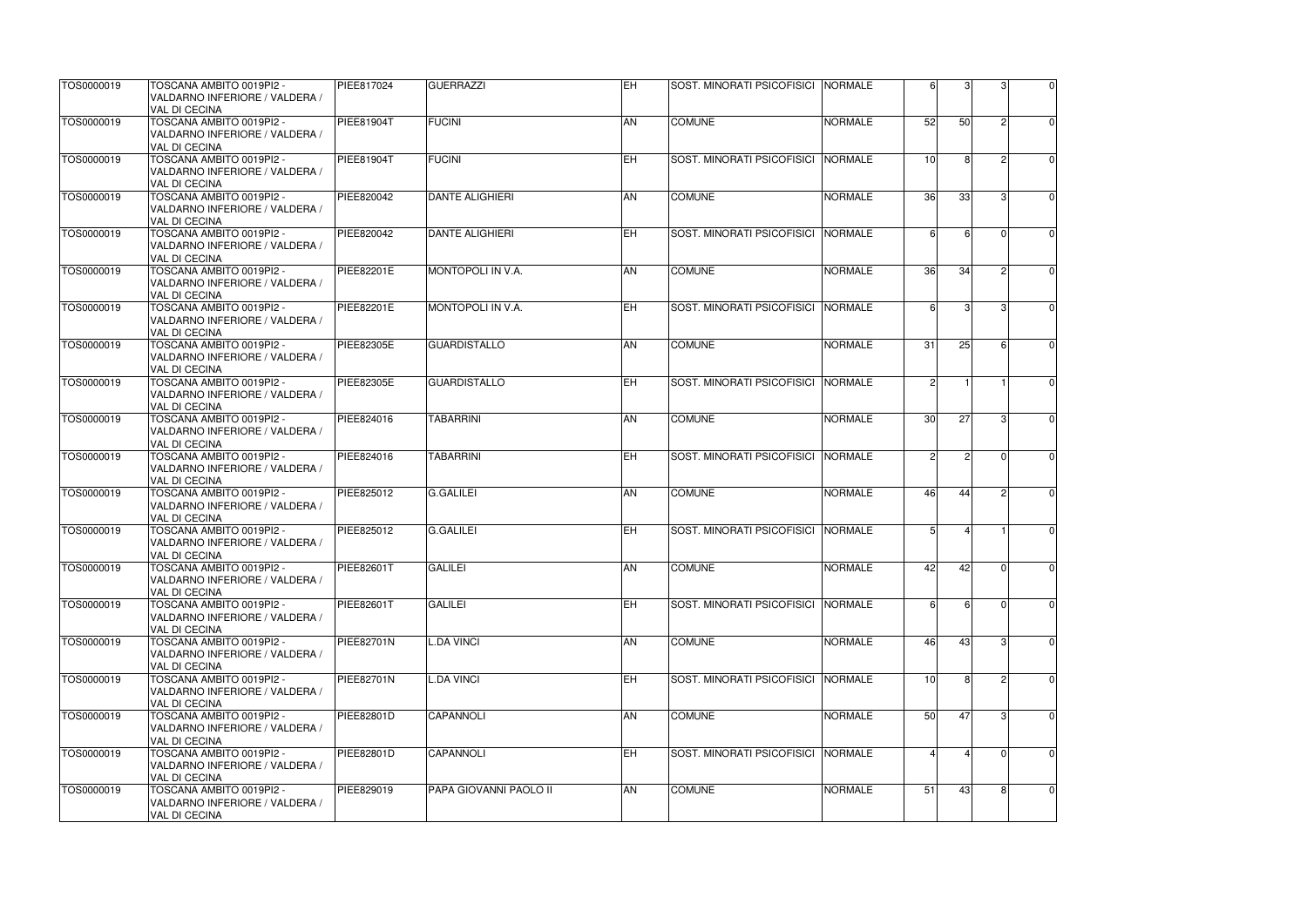| | | | | | | | | | | |
|---|---|---|---|---|---|---|---|---|---|---|
| TOS0000019 | TOSCANA AMBITO 0019PI2 - VALDARNO INFERIORE / VALDERA / VAL DI CECINA | PIEE817024 | GUERRAZZI | EH | SOST. MINORATI PSICOFISICI | NORMALE | 6 | 3 | 3 | 0 |
| TOS0000019 | TOSCANA AMBITO 0019PI2 - VALDARNO INFERIORE / VALDERA / VAL DI CECINA | PIEE81904T | FUCINI | AN | COMUNE | NORMALE | 52 | 50 | 2 | 0 |
| TOS0000019 | TOSCANA AMBITO 0019PI2 - VALDARNO INFERIORE / VALDERA / VAL DI CECINA | PIEE81904T | FUCINI | EH | SOST. MINORATI PSICOFISICI | NORMALE | 10 | 8 | 2 | 0 |
| TOS0000019 | TOSCANA AMBITO 0019PI2 - VALDARNO INFERIORE / VALDERA / VAL DI CECINA | PIEE820042 | DANTE ALIGHIERI | AN | COMUNE | NORMALE | 36 | 33 | 3 | 0 |
| TOS0000019 | TOSCANA AMBITO 0019PI2 - VALDARNO INFERIORE / VALDERA / VAL DI CECINA | PIEE820042 | DANTE ALIGHIERI | EH | SOST. MINORATI PSICOFISICI | NORMALE | 6 | 6 | 0 | 0 |
| TOS0000019 | TOSCANA AMBITO 0019PI2 - VALDARNO INFERIORE / VALDERA / VAL DI CECINA | PIEE82201E | MONTOPOLI IN V.A. | AN | COMUNE | NORMALE | 36 | 34 | 2 | 0 |
| TOS0000019 | TOSCANA AMBITO 0019PI2 - VALDARNO INFERIORE / VALDERA / VAL DI CECINA | PIEE82201E | MONTOPOLI IN V.A. | EH | SOST. MINORATI PSICOFISICI | NORMALE | 6 | 3 | 3 | 0 |
| TOS0000019 | TOSCANA AMBITO 0019PI2 - VALDARNO INFERIORE / VALDERA / VAL DI CECINA | PIEE82305E | GUARDISTALLO | AN | COMUNE | NORMALE | 31 | 25 | 6 | 0 |
| TOS0000019 | TOSCANA AMBITO 0019PI2 - VALDARNO INFERIORE / VALDERA / VAL DI CECINA | PIEE82305E | GUARDISTALLO | EH | SOST. MINORATI PSICOFISICI | NORMALE | 2 | 1 | 1 | 0 |
| TOS0000019 | TOSCANA AMBITO 0019PI2 - VALDARNO INFERIORE / VALDERA / VAL DI CECINA | PIEE824016 | TABARRINI | AN | COMUNE | NORMALE | 30 | 27 | 3 | 0 |
| TOS0000019 | TOSCANA AMBITO 0019PI2 - VALDARNO INFERIORE / VALDERA / VAL DI CECINA | PIEE824016 | TABARRINI | EH | SOST. MINORATI PSICOFISICI | NORMALE | 2 | 2 | 0 | 0 |
| TOS0000019 | TOSCANA AMBITO 0019PI2 - VALDARNO INFERIORE / VALDERA / VAL DI CECINA | PIEE825012 | G.GALILEI | AN | COMUNE | NORMALE | 46 | 44 | 2 | 0 |
| TOS0000019 | TOSCANA AMBITO 0019PI2 - VALDARNO INFERIORE / VALDERA / VAL DI CECINA | PIEE825012 | G.GALILEI | EH | SOST. MINORATI PSICOFISICI | NORMALE | 5 | 4 | 1 | 0 |
| TOS0000019 | TOSCANA AMBITO 0019PI2 - VALDARNO INFERIORE / VALDERA / VAL DI CECINA | PIEE82601T | GALILEI | AN | COMUNE | NORMALE | 42 | 42 | 0 | 0 |
| TOS0000019 | TOSCANA AMBITO 0019PI2 - VALDARNO INFERIORE / VALDERA / VAL DI CECINA | PIEE82601T | GALILEI | EH | SOST. MINORATI PSICOFISICI | NORMALE | 6 | 6 | 0 | 0 |
| TOS0000019 | TOSCANA AMBITO 0019PI2 - VALDARNO INFERIORE / VALDERA / VAL DI CECINA | PIEE82701N | L.DA VINCI | AN | COMUNE | NORMALE | 46 | 43 | 3 | 0 |
| TOS0000019 | TOSCANA AMBITO 0019PI2 - VALDARNO INFERIORE / VALDERA / VAL DI CECINA | PIEE82701N | L.DA VINCI | EH | SOST. MINORATI PSICOFISICI | NORMALE | 10 | 8 | 2 | 0 |
| TOS0000019 | TOSCANA AMBITO 0019PI2 - VALDARNO INFERIORE / VALDERA / VAL DI CECINA | PIEE82801D | CAPANNOLI | AN | COMUNE | NORMALE | 50 | 47 | 3 | 0 |
| TOS0000019 | TOSCANA AMBITO 0019PI2 - VALDARNO INFERIORE / VALDERA / VAL DI CECINA | PIEE82801D | CAPANNOLI | EH | SOST. MINORATI PSICOFISICI | NORMALE | 4 | 4 | 0 | 0 |
| TOS0000019 | TOSCANA AMBITO 0019PI2 - VALDARNO INFERIORE / VALDERA / VAL DI CECINA | PIEE829019 | PAPA GIOVANNI PAOLO II | AN | COMUNE | NORMALE | 51 | 43 | 8 | 0 |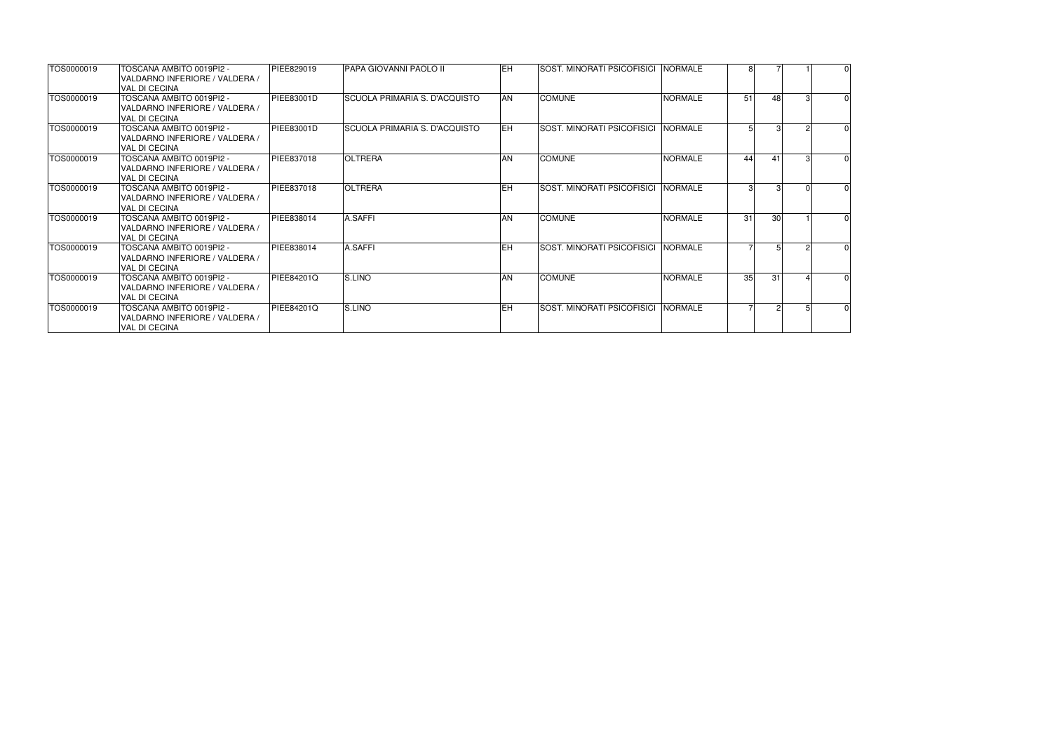| | | | | | | | | | | |
|---|---|---|---|---|---|---|---|---|---|---|
| TOS0000019 | TOSCANA AMBITO 0019PI2 - VALDARNO INFERIORE / VALDERA / VAL DI CECINA | PIEE829019 | PAPA GIOVANNI PAOLO II | EH | SOST. MINORATI PSICOFISICI | NORMALE | 8 | 7 | 1 | 0 |
| TOS0000019 | TOSCANA AMBITO 0019PI2 - VALDARNO INFERIORE / VALDERA / VAL DI CECINA | PIEE83001D | SCUOLA PRIMARIA S. D'ACQUISTO | AN | COMUNE | NORMALE | 51 | 48 | 3 | 0 |
| TOS0000019 | TOSCANA AMBITO 0019PI2 - VALDARNO INFERIORE / VALDERA / VAL DI CECINA | PIEE83001D | SCUOLA PRIMARIA S. D'ACQUISTO | EH | SOST. MINORATI PSICOFISICI | NORMALE | 5 | 3 | 2 | 0 |
| TOS0000019 | TOSCANA AMBITO 0019PI2 - VALDARNO INFERIORE / VALDERA / VAL DI CECINA | PIEE837018 | OLTRERA | AN | COMUNE | NORMALE | 44 | 41 | 3 | 0 |
| TOS0000019 | TOSCANA AMBITO 0019PI2 - VALDARNO INFERIORE / VALDERA / VAL DI CECINA | PIEE837018 | OLTRERA | EH | SOST. MINORATI PSICOFISICI | NORMALE | 3 | 3 | 0 | 0 |
| TOS0000019 | TOSCANA AMBITO 0019PI2 - VALDARNO INFERIORE / VALDERA / VAL DI CECINA | PIEE838014 | A.SAFFI | AN | COMUNE | NORMALE | 31 | 30 | 1 | 0 |
| TOS0000019 | TOSCANA AMBITO 0019PI2 - VALDARNO INFERIORE / VALDERA / VAL DI CECINA | PIEE838014 | A.SAFFI | EH | SOST. MINORATI PSICOFISICI | NORMALE | 7 | 5 | 2 | 0 |
| TOS0000019 | TOSCANA AMBITO 0019PI2 - VALDARNO INFERIORE / VALDERA / VAL DI CECINA | PIEE84201Q | S.LINO | AN | COMUNE | NORMALE | 35 | 31 | 4 | 0 |
| TOS0000019 | TOSCANA AMBITO 0019PI2 - VALDARNO INFERIORE / VALDERA / VAL DI CECINA | PIEE84201Q | S.LINO | EH | SOST. MINORATI PSICOFISICI | NORMALE | 7 | 2 | 5 | 0 |